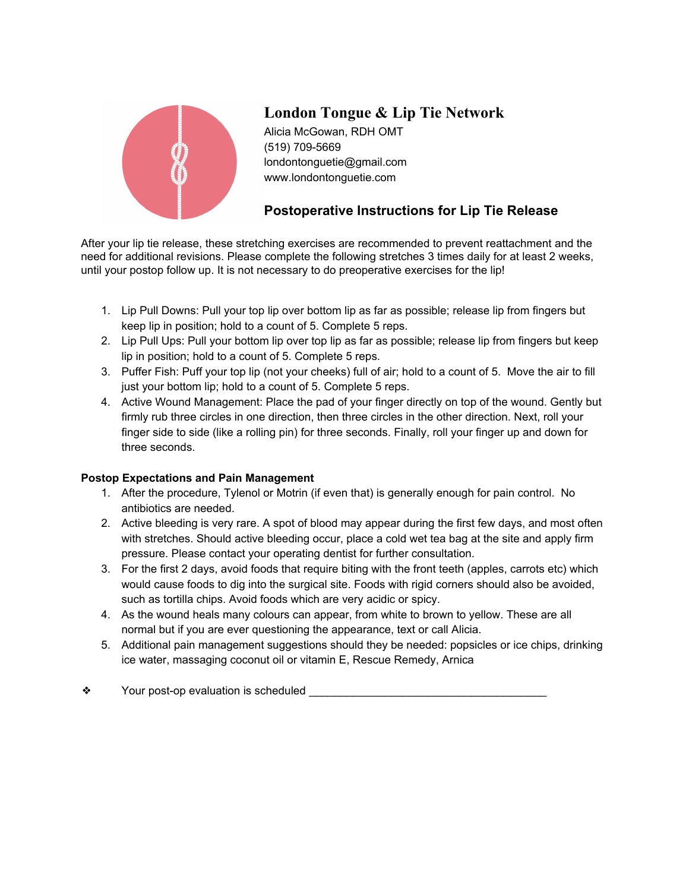# London Tongue & Lip Tie Network

Alicia McGowan, RDH OMT
(519) 709-5669
londontonguetie@gmail.com
www.londontonguetie.com

## Postoperative Instructions for Lip Tie Release

After your lip tie release, these stretching exercises are recommended to prevent reattachment and the need for additional revisions. Please complete the following stretches 3 times daily for at least 2 weeks, until your postop follow up. It is not necessary to do preoperative exercises for the lip!

1. Lip Pull Downs: Pull your top lip over bottom lip as far as possible; release lip from fingers but keep lip in position; hold to a count of 5. Complete 5 reps.
2. Lip Pull Ups: Pull your bottom lip over top lip as far as possible; release lip from fingers but keep lip in position; hold to a count of 5. Complete 5 reps.
3. Puffer Fish: Puff your top lip (not your cheeks) full of air; hold to a count of 5. Move the air to fill just your bottom lip; hold to a count of 5. Complete 5 reps.
4. Active Wound Management: Place the pad of your finger directly on top of the wound. Gently but firmly rub three circles in one direction, then three circles in the other direction. Next, roll your finger side to side (like a rolling pin) for three seconds. Finally, roll your finger up and down for three seconds.

**Postop Expectations and Pain Management**

1. After the procedure, Tylenol or Motrin (if even that) is generally enough for pain control. No antibiotics are needed.
2. Active bleeding is very rare. A spot of blood may appear during the first few days, and most often with stretches. Should active bleeding occur, place a cold wet tea bag at the site and apply firm pressure. Please contact your operating dentist for further consultation.
3. For the first 2 days, avoid foods that require biting with the front teeth (apples, carrots etc) which would cause foods to dig into the surgical site. Foods with rigid corners should also be avoided, such as tortilla chips. Avoid foods which are very acidic or spicy.
4. As the wound heals many colours can appear, from white to brown to yellow. These are all normal but if you are ever questioning the appearance, text or call Alicia.
5. Additional pain management suggestions should they be needed: popsicles or ice chips, drinking ice water, massaging coconut oil or vitamin E, Rescue Remedy, Arnica

❖ Your post-op evaluation is scheduled ______________________________________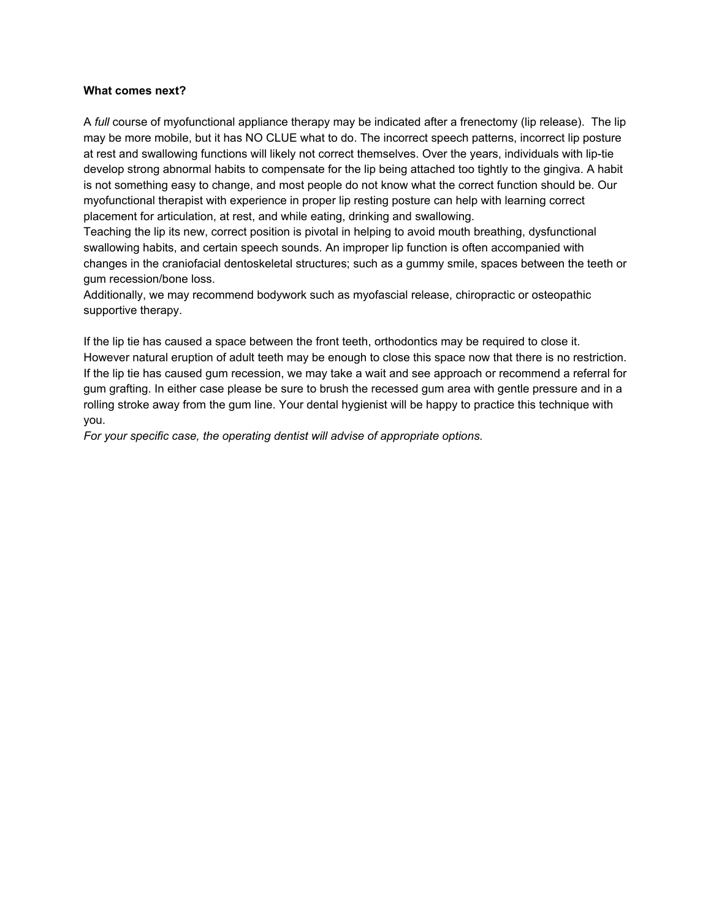**What comes next?**

A *full* course of myofunctional appliance therapy may be indicated after a frenectomy (lip release). The lip may be more mobile, but it has NO CLUE what to do. The incorrect speech patterns, incorrect lip posture at rest and swallowing functions will likely not correct themselves. Over the years, individuals with lip-tie develop strong abnormal habits to compensate for the lip being attached too tightly to the gingiva. A habit is not something easy to change, and most people do not know what the correct function should be. Our myofunctional therapist with experience in proper lip resting posture can help with learning correct placement for articulation, at rest, and while eating, drinking and swallowing.

Teaching the lip its new, correct position is pivotal in helping to avoid mouth breathing, dysfunctional swallowing habits, and certain speech sounds. An improper lip function is often accompanied with changes in the craniofacial dentoskeletal structures; such as a gummy smile, spaces between the teeth or gum recession/bone loss.

Additionally, we may recommend bodywork such as myofascial release, chiropractic or osteopathic supportive therapy.

If the lip tie has caused a space between the front teeth, orthodontics may be required to close it. However natural eruption of adult teeth may be enough to close this space now that there is no restriction. If the lip tie has caused gum recession, we may take a wait and see approach or recommend a referral for gum grafting. In either case please be sure to brush the recessed gum area with gentle pressure and in a rolling stroke away from the gum line. Your dental hygienist will be happy to practice this technique with you.

*For your specific case, the operating dentist will advise of appropriate options.*